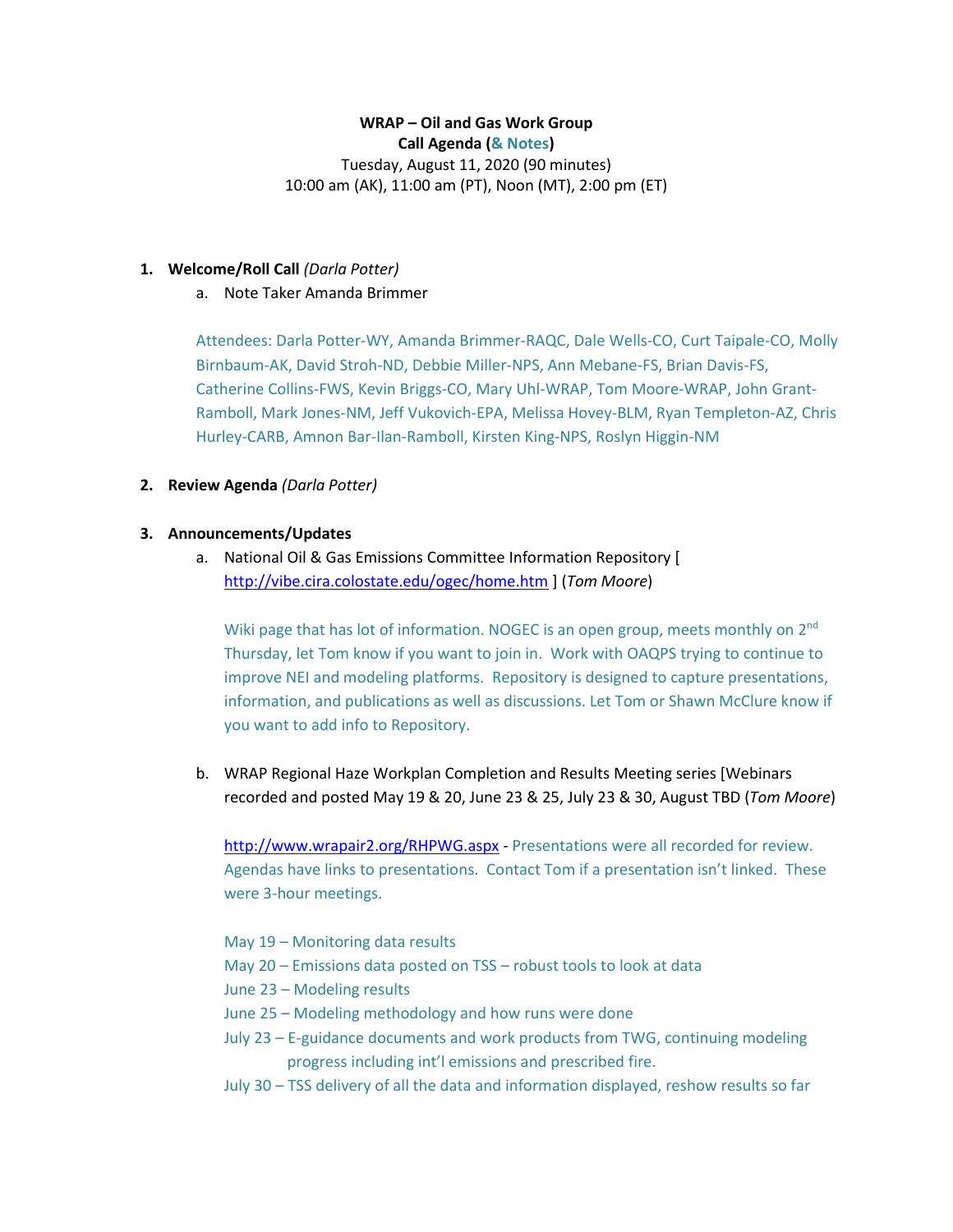**WRAP – Oil and Gas Work Group**
**Call Agenda (& Notes)**
Tuesday, August 11, 2020 (90 minutes)
10:00 am (AK), 11:00 am (PT), Noon (MT), 2:00 pm (ET)

1. **Welcome/Roll Call** *(Darla Potter)*
   a. Note Taker Amanda Brimmer

   Attendees: Darla Potter-WY, Amanda Brimmer-RAQC, Dale Wells-CO, Curt Taipale-CO, Molly Birnbaum-AK, David Stroh-ND, Debbie Miller-NPS, Ann Mebane-FS, Brian Davis-FS, Catherine Collins-FWS, Kevin Briggs-CO, Mary Uhl-WRAP, Tom Moore-WRAP, John Grant-Ramboll, Mark Jones-NM, Jeff Vukovich-EPA, Melissa Hovey-BLM, Ryan Templeton-AZ, Chris Hurley-CARB, Amnon Bar-Ilan-Ramboll, Kirsten King-NPS, Roslyn Higgin-NM

2. **Review Agenda** *(Darla Potter)*

3. **Announcements/Updates**
   a. National Oil & Gas Emissions Committee Information Repository [ http://vibe.cira.colostate.edu/ogec/home.htm ] (*Tom Moore*)

      Wiki page that has lot of information. NOGEC is an open group, meets monthly on 2nd Thursday, let Tom know if you want to join in. Work with OAQPS trying to continue to improve NEI and modeling platforms. Repository is designed to capture presentations, information, and publications as well as discussions. Let Tom or Shawn McClure know if you want to add info to Repository.

   b. WRAP Regional Haze Workplan Completion and Results Meeting series [Webinars recorded and posted May 19 & 20, June 23 & 25, July 23 & 30, August TBD (*Tom Moore*)

      http://www.wrapair2.org/RHPWG.aspx - Presentations were all recorded for review. Agendas have links to presentations. Contact Tom if a presentation isn't linked. These were 3-hour meetings.

      May 19 – Monitoring data results
      May 20 – Emissions data posted on TSS – robust tools to look at data
      June 23 – Modeling results
      June 25 – Modeling methodology and how runs were done
      July 23 – E-guidance documents and work products from TWG, continuing modeling progress including int'l emissions and prescribed fire.
      July 30 – TSS delivery of all the data and information displayed, reshow results so far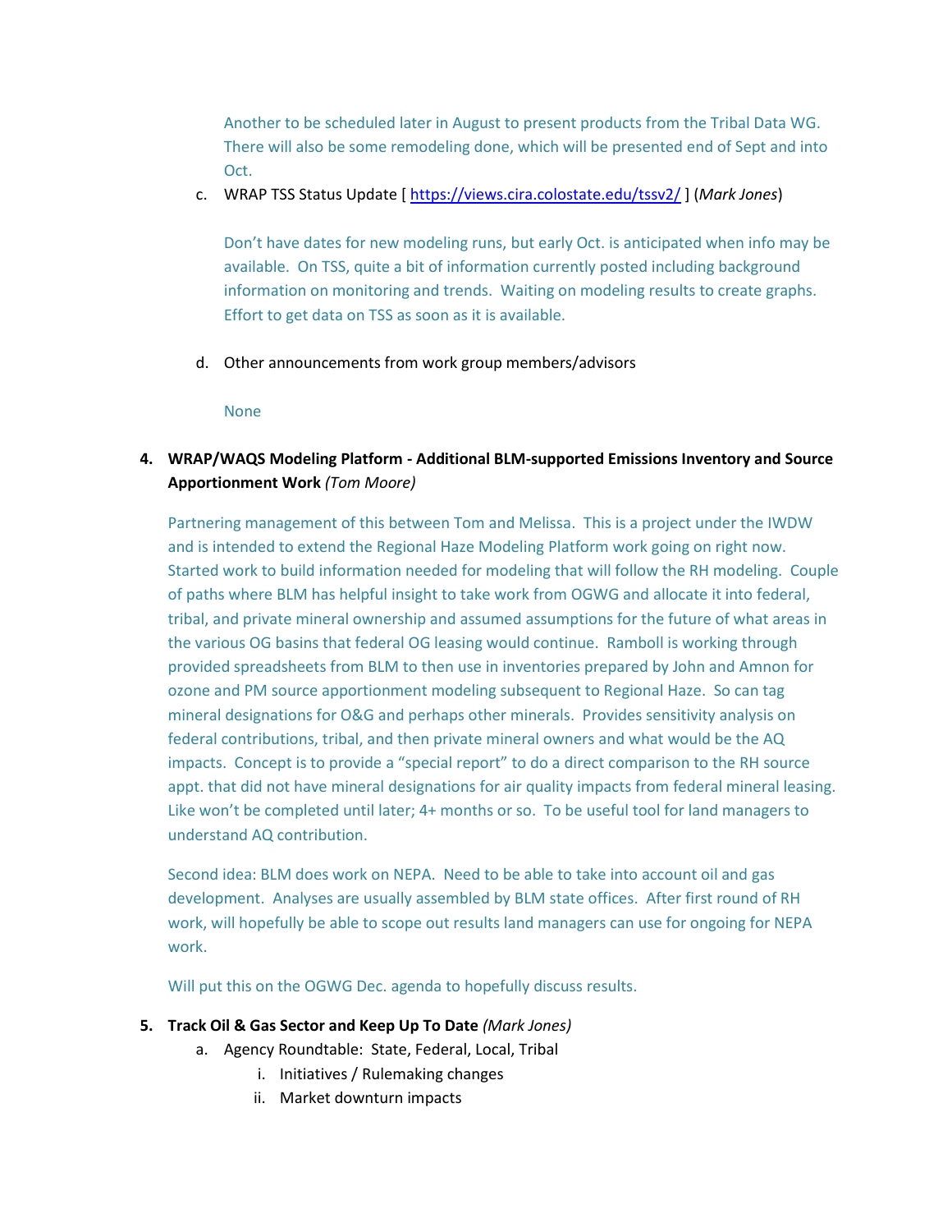Another to be scheduled later in August to present products from the Tribal Data WG. There will also be some remodeling done, which will be presented end of Sept and into Oct.

c. WRAP TSS Status Update [ https://views.cira.colostate.edu/tssv2/ ] (*Mark Jones*)

   Don't have dates for new modeling runs, but early Oct. is anticipated when info may be available. On TSS, quite a bit of information currently posted including background information on monitoring and trends. Waiting on modeling results to create graphs. Effort to get data on TSS as soon as it is available.

d. Other announcements from work group members/advisors

   None

**4. WRAP/WAQS Modeling Platform - Additional BLM-supported Emissions Inventory and Source Apportionment Work** *(Tom Moore)*

Partnering management of this between Tom and Melissa. This is a project under the IWDW and is intended to extend the Regional Haze Modeling Platform work going on right now. Started work to build information needed for modeling that will follow the RH modeling. Couple of paths where BLM has helpful insight to take work from OGWG and allocate it into federal, tribal, and private mineral ownership and assumed assumptions for the future of what areas in the various OG basins that federal OG leasing would continue. Ramboll is working through provided spreadsheets from BLM to then use in inventories prepared by John and Amnon for ozone and PM source apportionment modeling subsequent to Regional Haze. So can tag mineral designations for O&G and perhaps other minerals. Provides sensitivity analysis on federal contributions, tribal, and then private mineral owners and what would be the AQ impacts. Concept is to provide a "special report" to do a direct comparison to the RH source appt. that did not have mineral designations for air quality impacts from federal mineral leasing. Like won't be completed until later; 4+ months or so. To be useful tool for land managers to understand AQ contribution.

Second idea: BLM does work on NEPA. Need to be able to take into account oil and gas development. Analyses are usually assembled by BLM state offices. After first round of RH work, will hopefully be able to scope out results land managers can use for ongoing for NEPA work.

Will put this on the OGWG Dec. agenda to hopefully discuss results.

**5. Track Oil & Gas Sector and Keep Up To Date** *(Mark Jones)*

a. Agency Roundtable: State, Federal, Local, Tribal
   i. Initiatives / Rulemaking changes
   ii. Market downturn impacts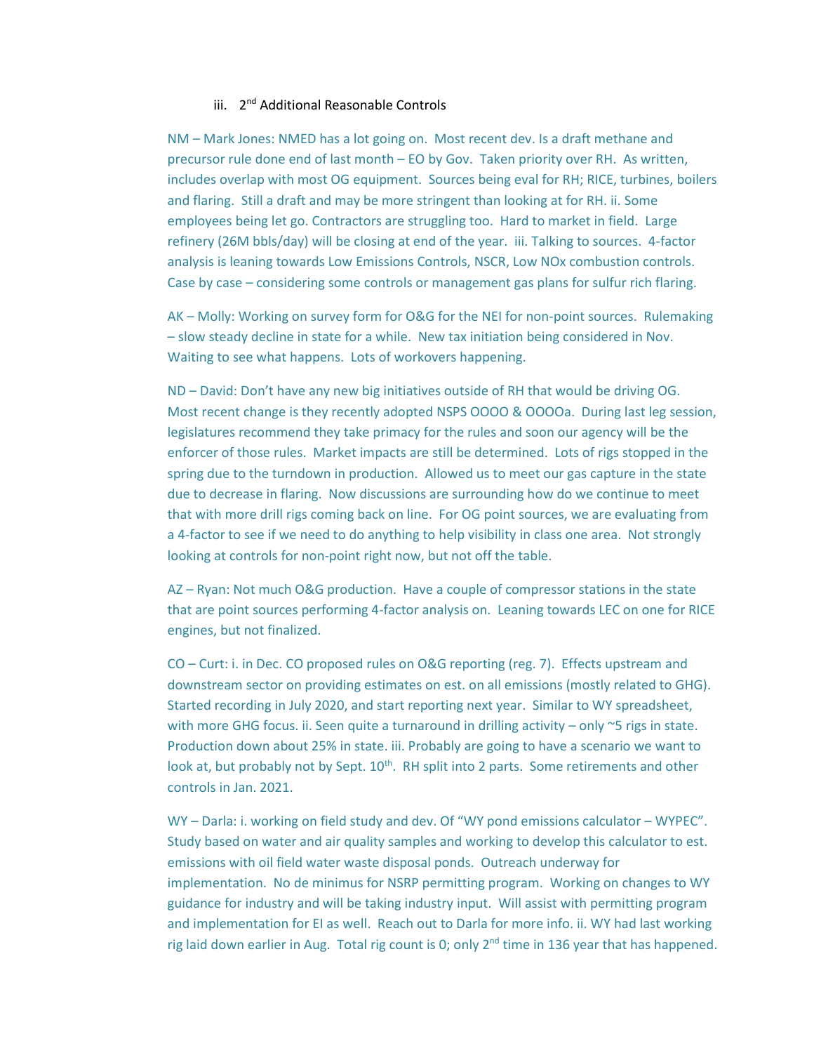iii. 2nd Additional Reasonable Controls

NM – Mark Jones: NMED has a lot going on. Most recent dev. Is a draft methane and precursor rule done end of last month – EO by Gov. Taken priority over RH. As written, includes overlap with most OG equipment. Sources being eval for RH; RICE, turbines, boilers and flaring. Still a draft and may be more stringent than looking at for RH. ii. Some employees being let go. Contractors are struggling too. Hard to market in field. Large refinery (26M bbls/day) will be closing at end of the year. iii. Talking to sources. 4-factor analysis is leaning towards Low Emissions Controls, NSCR, Low NOx combustion controls. Case by case – considering some controls or management gas plans for sulfur rich flaring.

AK – Molly: Working on survey form for O&G for the NEI for non-point sources. Rulemaking – slow steady decline in state for a while. New tax initiation being considered in Nov. Waiting to see what happens. Lots of workovers happening.

ND – David: Don't have any new big initiatives outside of RH that would be driving OG. Most recent change is they recently adopted NSPS OOOO & OOOOa. During last leg session, legislatures recommend they take primacy for the rules and soon our agency will be the enforcer of those rules. Market impacts are still be determined. Lots of rigs stopped in the spring due to the turndown in production. Allowed us to meet our gas capture in the state due to decrease in flaring. Now discussions are surrounding how do we continue to meet that with more drill rigs coming back on line. For OG point sources, we are evaluating from a 4-factor to see if we need to do anything to help visibility in class one area. Not strongly looking at controls for non-point right now, but not off the table.

AZ – Ryan: Not much O&G production. Have a couple of compressor stations in the state that are point sources performing 4-factor analysis on. Leaning towards LEC on one for RICE engines, but not finalized.

CO – Curt: i. in Dec. CO proposed rules on O&G reporting (reg. 7). Effects upstream and downstream sector on providing estimates on est. on all emissions (mostly related to GHG). Started recording in July 2020, and start reporting next year. Similar to WY spreadsheet, with more GHG focus. ii. Seen quite a turnaround in drilling activity – only ~5 rigs in state. Production down about 25% in state. iii. Probably are going to have a scenario we want to look at, but probably not by Sept. 10th. RH split into 2 parts. Some retirements and other controls in Jan. 2021.

WY – Darla: i. working on field study and dev. Of "WY pond emissions calculator – WYPEC". Study based on water and air quality samples and working to develop this calculator to est. emissions with oil field water waste disposal ponds. Outreach underway for implementation. No de minimus for NSRP permitting program. Working on changes to WY guidance for industry and will be taking industry input. Will assist with permitting program and implementation for EI as well. Reach out to Darla for more info. ii. WY had last working rig laid down earlier in Aug. Total rig count is 0; only 2nd time in 136 year that has happened.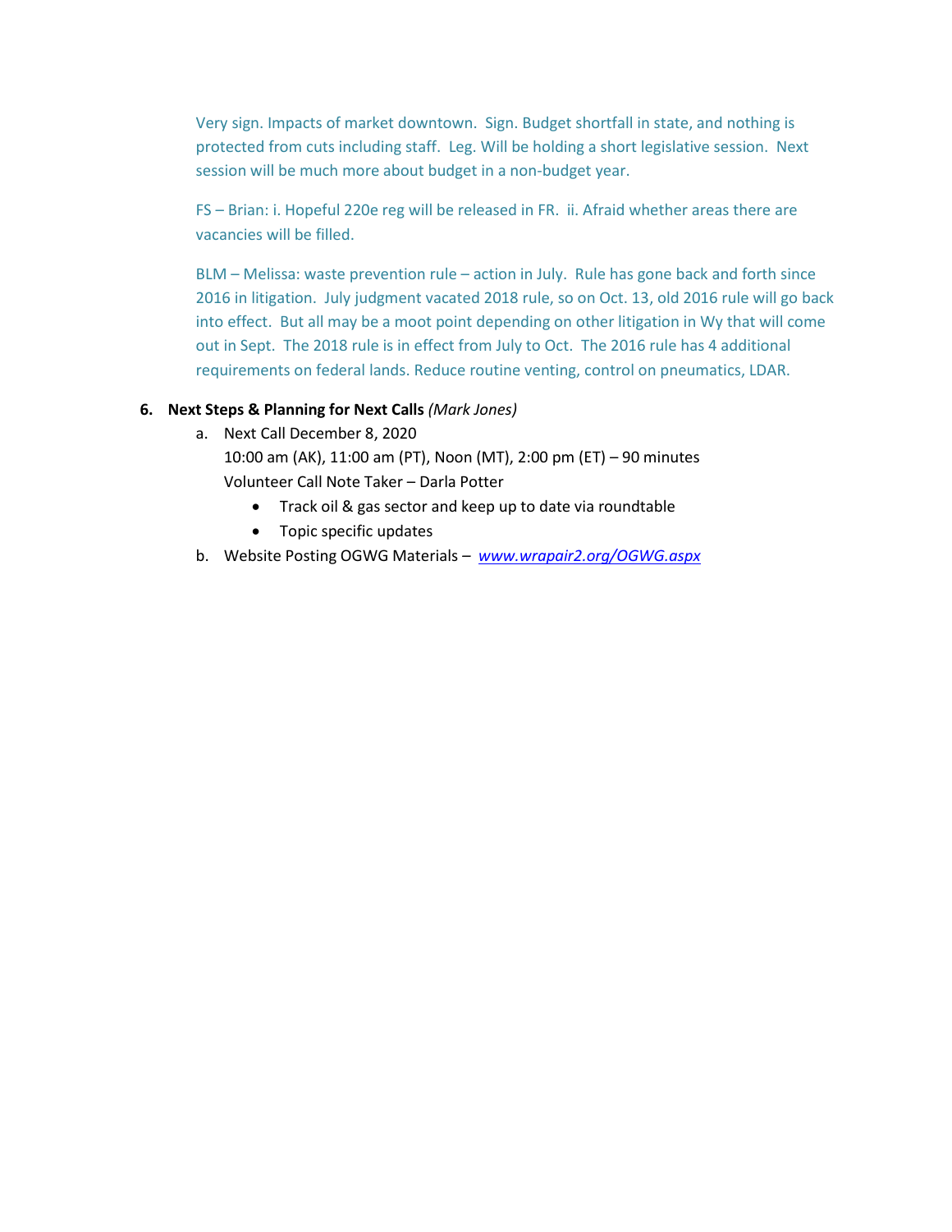Very sign. Impacts of market downtown. Sign. Budget shortfall in state, and nothing is protected from cuts including staff. Leg. Will be holding a short legislative session. Next session will be much more about budget in a non-budget year.

FS – Brian: i. Hopeful 220e reg will be released in FR. ii. Afraid whether areas there are vacancies will be filled.

BLM – Melissa: waste prevention rule – action in July. Rule has gone back and forth since 2016 in litigation. July judgment vacated 2018 rule, so on Oct. 13, old 2016 rule will go back into effect. But all may be a moot point depending on other litigation in Wy that will come out in Sept. The 2018 rule is in effect from July to Oct. The 2016 rule has 4 additional requirements on federal lands. Reduce routine venting, control on pneumatics, LDAR.

**6. Next Steps & Planning for Next Calls** *(Mark Jones)*

a. Next Call December 8, 2020
   10:00 am (AK), 11:00 am (PT), Noon (MT), 2:00 pm (ET) – 90 minutes
   Volunteer Call Note Taker – Darla Potter
   - Track oil & gas sector and keep up to date via roundtable
   - Topic specific updates

b. Website Posting OGWG Materials – *www.wrapair2.org/OGWG.aspx*